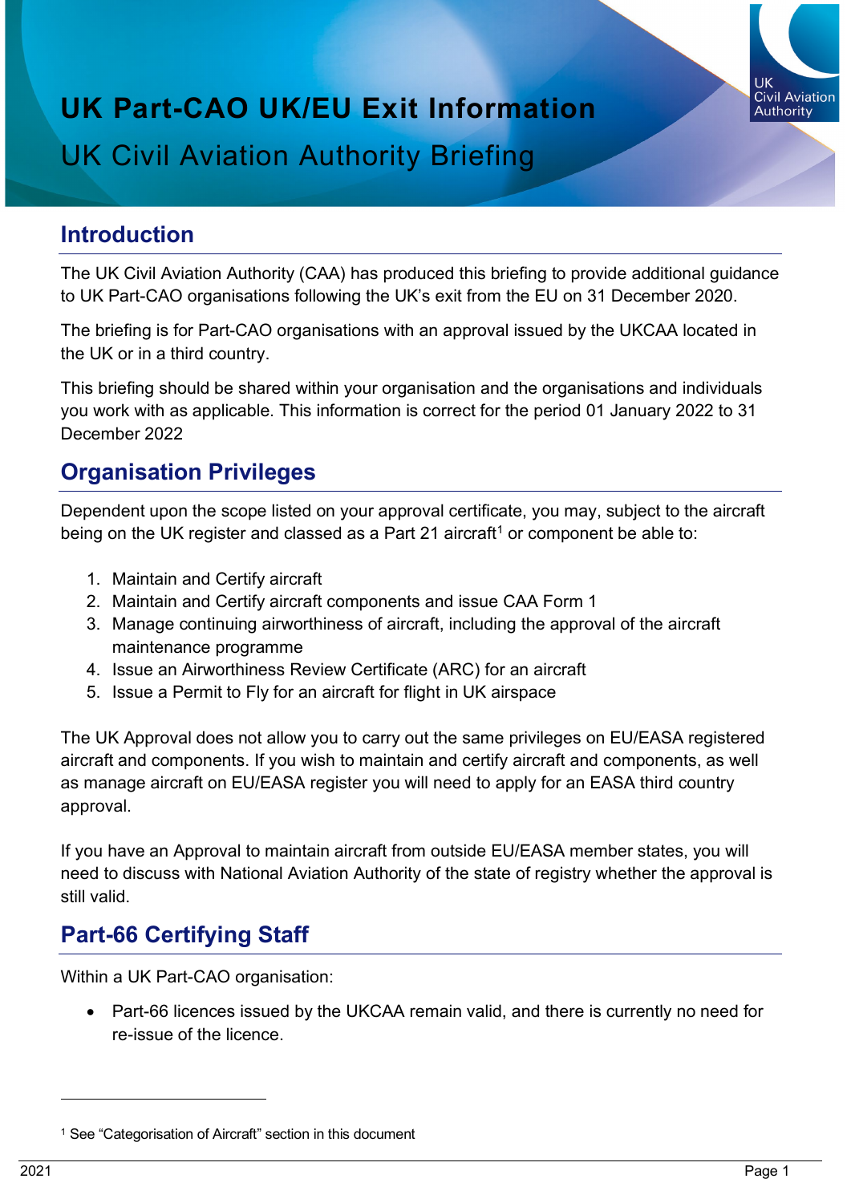# UK Part-CAO UK/EU Exit Information

UK Civil Aviation Authority Briefing

## Introduction

The UK Civil Aviation Authority (CAA) has produced this briefing to provide additional guidance to UK Part-CAO organisations following the UK's exit from the EU on 31 December 2020.

The briefing is for Part-CAO organisations with an approval issued by the UKCAA located in the UK or in a third country.

This briefing should be shared within your organisation and the organisations and individuals you work with as applicable. This information is correct for the period 01 January 2022 to 31 December 2022

## Organisation Privileges

Dependent upon the scope listed on your approval certificate, you may, subject to the aircraft being on the UK register and classed as a Part 21 aircraft[1] or component be able to:

1. Maintain and Certify aircraft
2. Maintain and Certify aircraft components and issue CAA Form 1
3. Manage continuing airworthiness of aircraft, including the approval of the aircraft maintenance programme
4. Issue an Airworthiness Review Certificate (ARC) for an aircraft
5. Issue a Permit to Fly for an aircraft for flight in UK airspace

The UK Approval does not allow you to carry out the same privileges on EU/EASA registered aircraft and components. If you wish to maintain and certify aircraft and components, as well as manage aircraft on EU/EASA register you will need to apply for an EASA third country approval.

If you have an Approval to maintain aircraft from outside EU/EASA member states, you will need to discuss with National Aviation Authority of the state of registry whether the approval is still valid.

## Part-66 Certifying Staff

Within a UK Part-CAO organisation:

- Part-66 licences issued by the UKCAA remain valid, and there is currently no need for re-issue of the licence.

[1] See "Categorisation of Aircraft" section in this document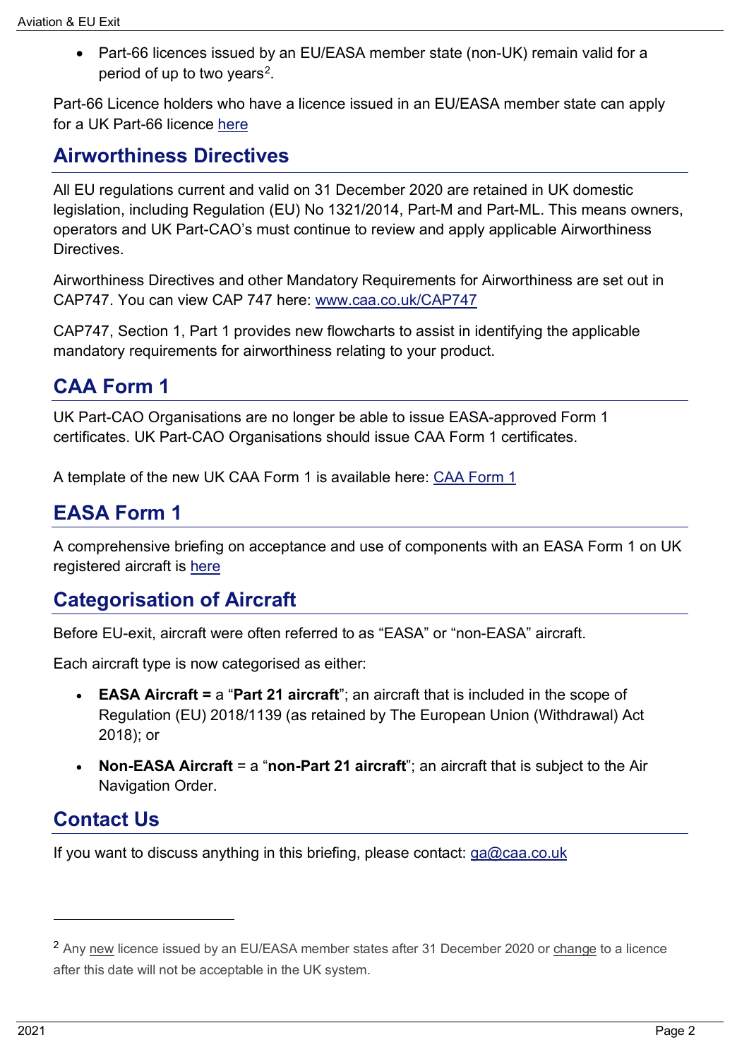- Part-66 licences issued by an EU/EASA member state (non-UK) remain valid for a period of up to two years[2].

Part-66 Licence holders who have a licence issued in an EU/EASA member state can apply for a UK Part-66 licence here

## Airworthiness Directives

All EU regulations current and valid on 31 December 2020 are retained in UK domestic legislation, including Regulation (EU) No 1321/2014, Part-M and Part-ML. This means owners, operators and UK Part-CAO's must continue to review and apply applicable Airworthiness Directives.

Airworthiness Directives and other Mandatory Requirements for Airworthiness are set out in CAP747. You can view CAP 747 here: www.caa.co.uk/CAP747

CAP747, Section 1, Part 1 provides new flowcharts to assist in identifying the applicable mandatory requirements for airworthiness relating to your product.

## CAA Form 1

UK Part-CAO Organisations are no longer be able to issue EASA-approved Form 1 certificates. UK Part-CAO Organisations should issue CAA Form 1 certificates.

A template of the new UK CAA Form 1 is available here: CAA Form 1

## EASA Form 1

A comprehensive briefing on acceptance and use of components with an EASA Form 1 on UK registered aircraft is here

## Categorisation of Aircraft

Before EU-exit, aircraft were often referred to as "EASA" or "non-EASA" aircraft.

Each aircraft type is now categorised as either:

- **EASA Aircraft =** a "**Part 21 aircraft**"; an aircraft that is included in the scope of Regulation (EU) 2018/1139 (as retained by The European Union (Withdrawal) Act 2018); or
- **Non-EASA Aircraft** = a "**non-Part 21 aircraft**"; an aircraft that is subject to the Air Navigation Order.

## Contact Us

If you want to discuss anything in this briefing, please contact: ga@caa.co.uk

---

[2] Any new licence issued by an EU/EASA member states after 31 December 2020 or change to a licence after this date will not be acceptable in the UK system.